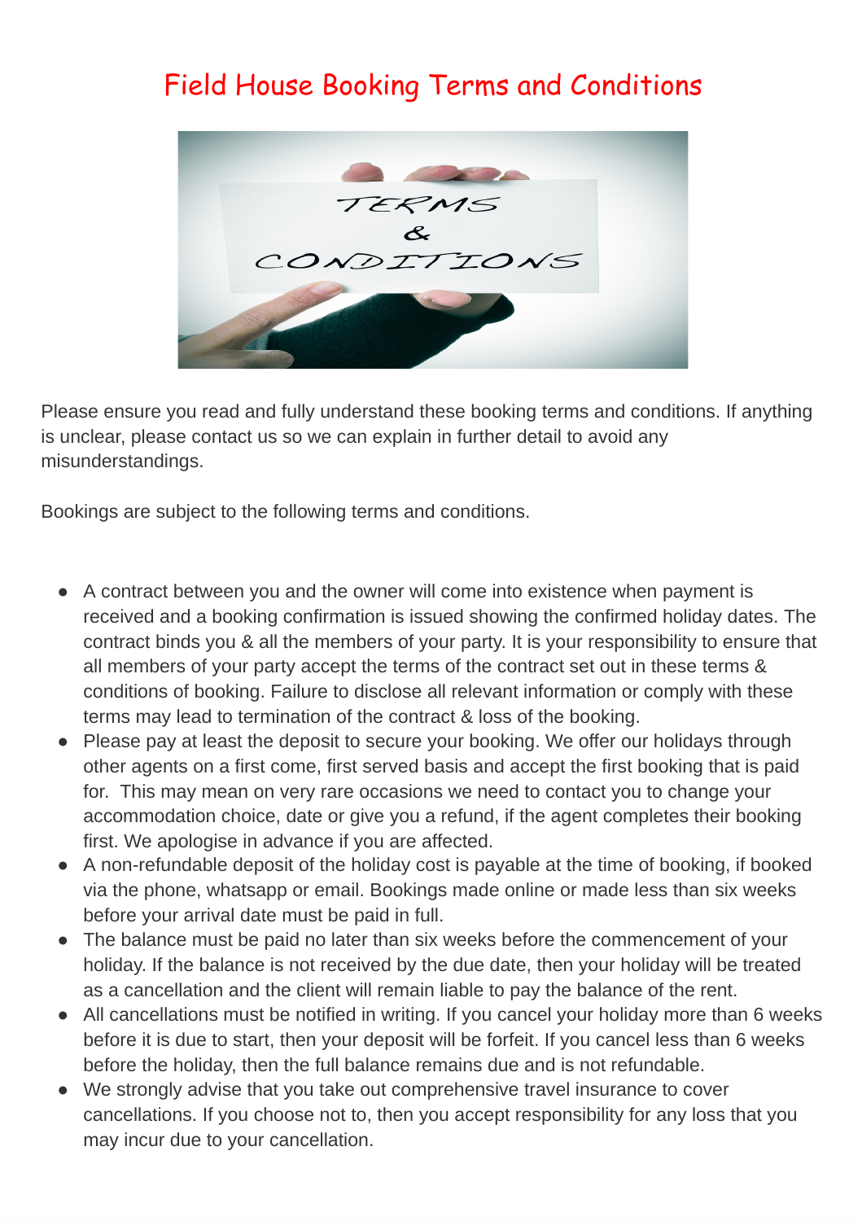# Field House Booking Terms and Conditions

Please ensure you read and fully understand these booking terms and conditions. If anything is unclear, please contact us so we can explain in further detail to avoid any misunderstandings.

Bookings are subject to the following terms and conditions.

- A contract between you and the owner will come into existence when payment is received and a booking confirmation is issued showing the confirmed holiday dates. The contract binds you & all the members of your party. It is your responsibility to ensure that all members of your party accept the terms of the contract set out in these terms & conditions of booking. Failure to disclose all relevant information or comply with these terms may lead to termination of the contract & loss of the booking.
- Please pay at least the deposit to secure your booking. We offer our holidays through other agents on a first come, first served basis and accept the first booking that is paid for. This may mean on very rare occasions we need to contact you to change your accommodation choice, date or give you a refund, if the agent completes their booking first. We apologise in advance if you are affected.
- A non-refundable deposit of the holiday cost is payable at the time of booking, if booked via the phone, whatsapp or email. Bookings made online or made less than six weeks before your arrival date must be paid in full.
- The balance must be paid no later than six weeks before the commencement of your holiday. If the balance is not received by the due date, then your holiday will be treated as a cancellation and the client will remain liable to pay the balance of the rent.
- All cancellations must be notified in writing. If you cancel your holiday more than 6 weeks before it is due to start, then your deposit will be forfeit. If you cancel less than 6 weeks before the holiday, then the full balance remains due and is not refundable.
- We strongly advise that you take out comprehensive travel insurance to cover cancellations. If you choose not to, then you accept responsibility for any loss that you may incur due to your cancellation.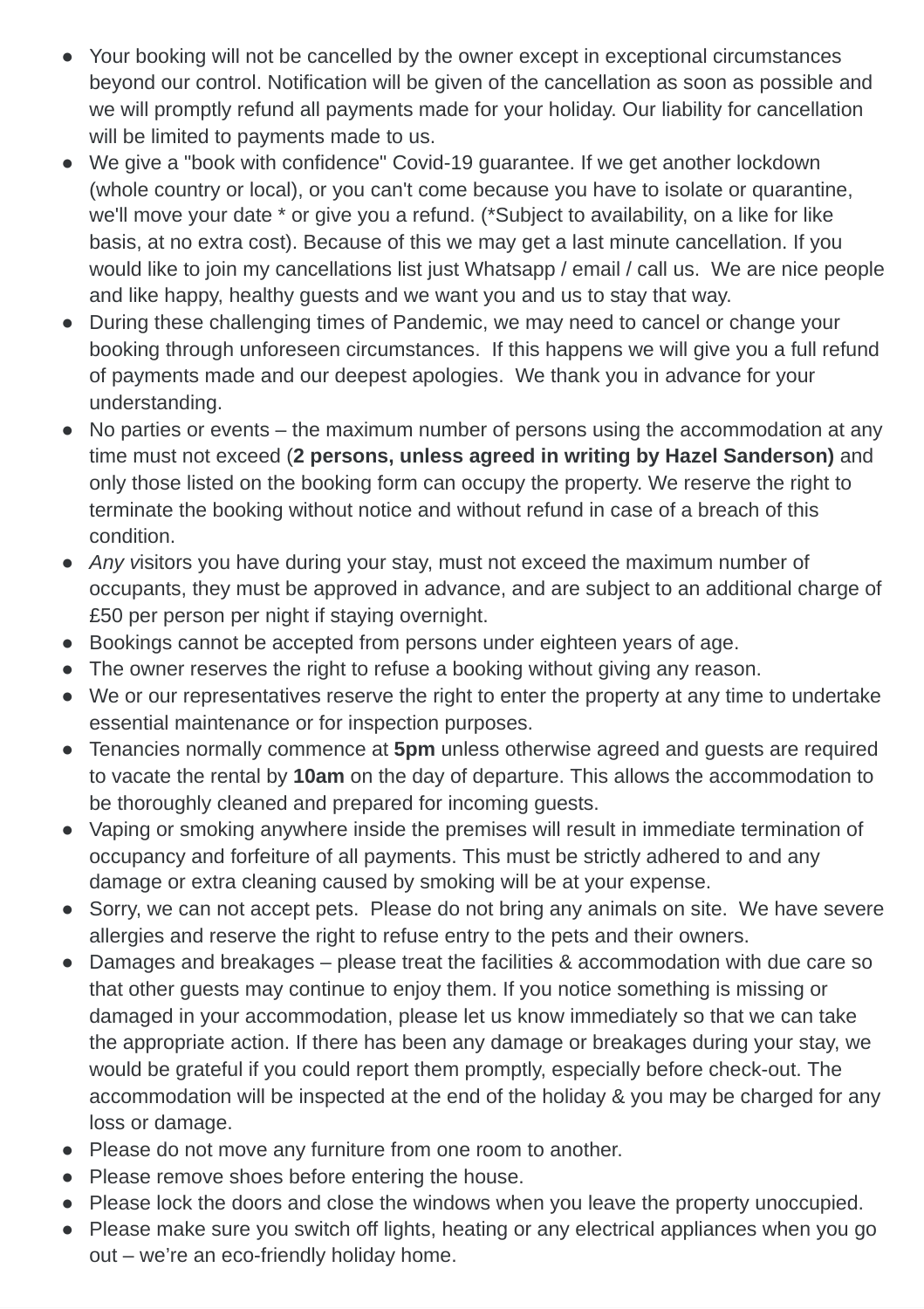- Your booking will not be cancelled by the owner except in exceptional circumstances beyond our control. Notification will be given of the cancellation as soon as possible and we will promptly refund all payments made for your holiday. Our liability for cancellation will be limited to payments made to us.
- We give a "book with confidence" Covid-19 guarantee. If we get another lockdown (whole country or local), or you can't come because you have to isolate or quarantine, we'll move your date * or give you a refund. (*Subject to availability, on a like for like basis, at no extra cost). Because of this we may get a last minute cancellation. If you would like to join my cancellations list just Whatsapp / email / call us.  We are nice people and like happy, healthy guests and we want you and us to stay that way.
- During these challenging times of Pandemic, we may need to cancel or change your booking through unforeseen circumstances.  If this happens we will give you a full refund of payments made and our deepest apologies.  We thank you in advance for your understanding.
- No parties or events – the maximum number of persons using the accommodation at any time must not exceed (**2 persons, unless agreed in writing by Hazel Sanderson)** and only those listed on the booking form can occupy the property. We reserve the right to terminate the booking without notice and without refund in case of a breach of this condition.
- *Any v*isitors you have during your stay, must not exceed the maximum number of occupants, they must be approved in advance, and are subject to an additional charge of £50 per person per night if staying overnight.
- Bookings cannot be accepted from persons under eighteen years of age.
- The owner reserves the right to refuse a booking without giving any reason.
- We or our representatives reserve the right to enter the property at any time to undertake essential maintenance or for inspection purposes.
- Tenancies normally commence at **5pm** unless otherwise agreed and guests are required to vacate the rental by **10am** on the day of departure. This allows the accommodation to be thoroughly cleaned and prepared for incoming guests.
- Vaping or smoking anywhere inside the premises will result in immediate termination of occupancy and forfeiture of all payments. This must be strictly adhered to and any damage or extra cleaning caused by smoking will be at your expense.
- Sorry, we can not accept pets.  Please do not bring any animals on site.  We have severe allergies and reserve the right to refuse entry to the pets and their owners.
- Damages and breakages – please treat the facilities & accommodation with due care so that other guests may continue to enjoy them. If you notice something is missing or damaged in your accommodation, please let us know immediately so that we can take the appropriate action. If there has been any damage or breakages during your stay, we would be grateful if you could report them promptly, especially before check-out. The accommodation will be inspected at the end of the holiday & you may be charged for any loss or damage.
- Please do not move any furniture from one room to another.
- Please remove shoes before entering the house.
- Please lock the doors and close the windows when you leave the property unoccupied.
- Please make sure you switch off lights, heating or any electrical appliances when you go out – we're an eco-friendly holiday home.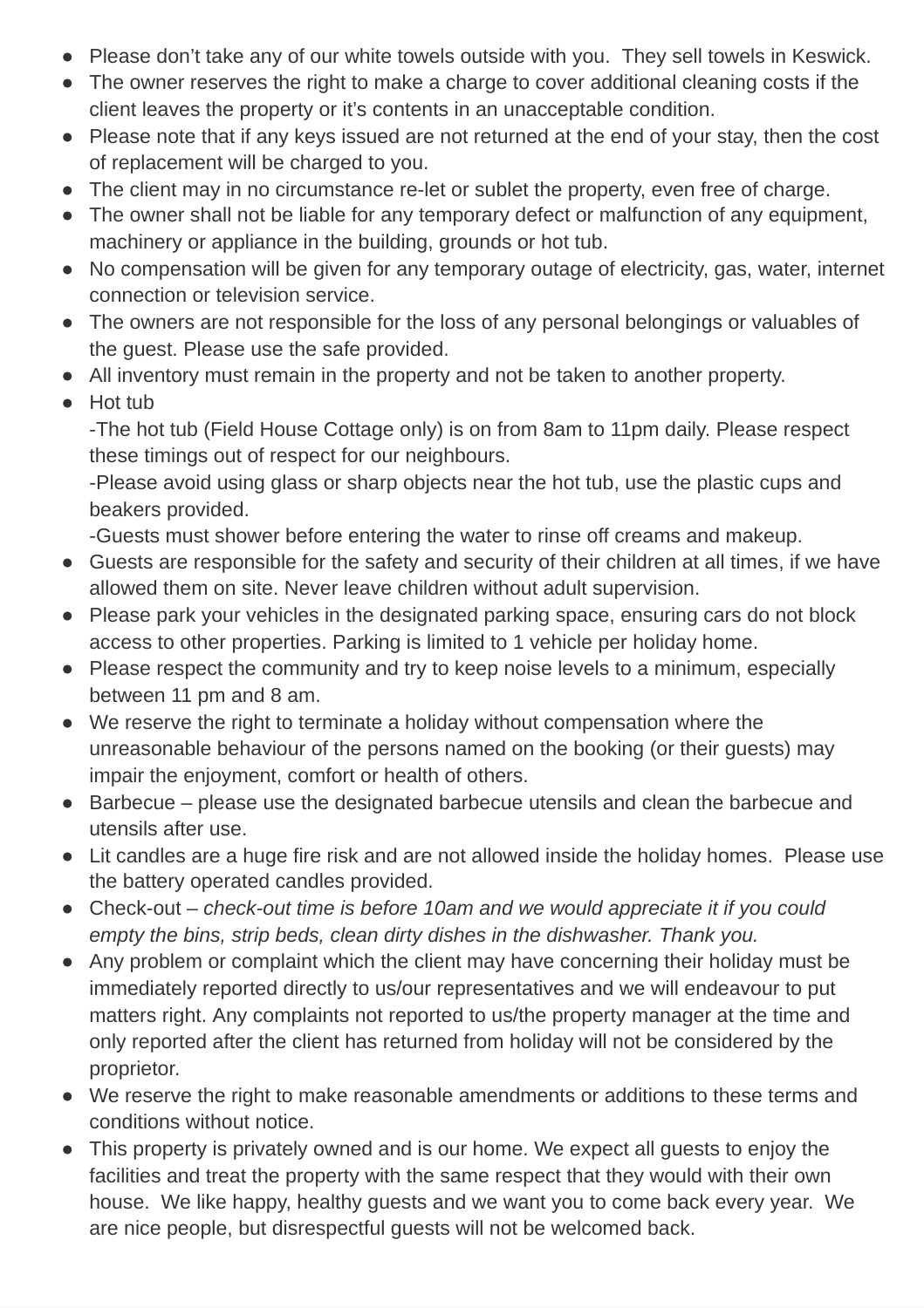- Please don’t take any of our white towels outside with you.  They sell towels in Keswick.
- The owner reserves the right to make a charge to cover additional cleaning costs if the client leaves the property or it’s contents in an unacceptable condition.
- Please note that if any keys issued are not returned at the end of your stay, then the cost of replacement will be charged to you.
- The client may in no circumstance re-let or sublet the property, even free of charge.
- The owner shall not be liable for any temporary defect or malfunction of any equipment, machinery or appliance in the building, grounds or hot tub.
- No compensation will be given for any temporary outage of electricity, gas, water, internet connection or television service.
- The owners are not responsible for the loss of any personal belongings or valuables of the guest. Please use the safe provided.
- All inventory must remain in the property and not be taken to another property.
- Hot tub
  -The hot tub (Field House Cottage only) is on from 8am to 11pm daily. Please respect these timings out of respect for our neighbours.
  -Please avoid using glass or sharp objects near the hot tub, use the plastic cups and beakers provided.
  -Guests must shower before entering the water to rinse off creams and makeup.
- Guests are responsible for the safety and security of their children at all times, if we have allowed them on site. Never leave children without adult supervision.
- Please park your vehicles in the designated parking space, ensuring cars do not block access to other properties. Parking is limited to 1 vehicle per holiday home.
- Please respect the community and try to keep noise levels to a minimum, especially between 11 pm and 8 am.
- We reserve the right to terminate a holiday without compensation where the unreasonable behaviour of the persons named on the booking (or their guests) may impair the enjoyment, comfort or health of others.
- Barbecue – please use the designated barbecue utensils and clean the barbecue and utensils after use.
- Lit candles are a huge fire risk and are not allowed inside the holiday homes.  Please use the battery operated candles provided.
- Check-out – *check-out time is before 10am and we would appreciate it if you could empty the bins, strip beds, clean dirty dishes in the dishwasher. Thank you.*
- Any problem or complaint which the client may have concerning their holiday must be immediately reported directly to us/our representatives and we will endeavour to put matters right. Any complaints not reported to us/the property manager at the time and only reported after the client has returned from holiday will not be considered by the proprietor.
- We reserve the right to make reasonable amendments or additions to these terms and conditions without notice.
- This property is privately owned and is our home. We expect all guests to enjoy the facilities and treat the property with the same respect that they would with their own house.  We like happy, healthy guests and we want you to come back every year.  We are nice people, but disrespectful guests will not be welcomed back.